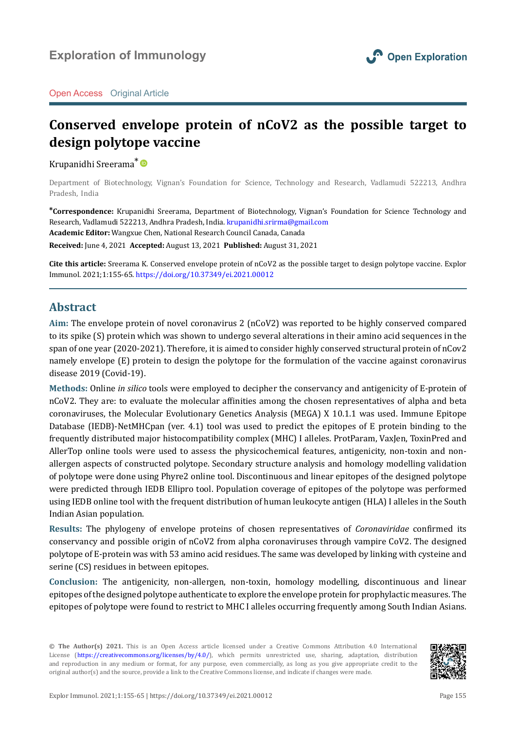Open Access Original Article

# Conserved envelope protein of nCoV2 as the possible target to design polytope vaccine

Krupanidhi Sreerama*

Department of Biotechnology, Vignan's Foundation for Science, Technology and Research, Vadlamudi 522213, Andhra Pradesh, India

***Correspondence:** Krupanidhi Sreerama, Department of Biotechnology, Vignan's Foundation for Science Technology and Research, Vadlamudi 522213, Andhra Pradesh, India. krupanidhi.srirma@gmail.com
**Academic Editor:** Wangxue Chen, National Research Council Canada, Canada
**Received:** June 4, 2021 **Accepted:** August 13, 2021 **Published:** August 31, 2021

**Cite this article:** Sreerama K. Conserved envelope protein of nCoV2 as the possible target to design polytope vaccine. Explor Immunol. 2021;1:155-65. https://doi.org/10.37349/ei.2021.00012

## Abstract

**Aim:** The envelope protein of novel coronavirus 2 (nCoV2) was reported to be highly conserved compared to its spike (S) protein which was shown to undergo several alterations in their amino acid sequences in the span of one year (2020-2021). Therefore, it is aimed to consider highly conserved structural protein of nCov2 namely envelope (E) protein to design the polytope for the formulation of the vaccine against coronavirus disease 2019 (Covid-19).

**Methods:** Online *in silico* tools were employed to decipher the conservancy and antigenicity of E-protein of nCoV2. They are: to evaluate the molecular affinities among the chosen representatives of alpha and beta coronaviruses, the Molecular Evolutionary Genetics Analysis (MEGA) X 10.1.1 was used. Immune Epitope Database (IEDB)-NetMHCpan (ver. 4.1) tool was used to predict the epitopes of E protein binding to the frequently distributed major histocompatibility complex (MHC) I alleles. ProtParam, VaxJen, ToxinPred and AllerTop online tools were used to assess the physicochemical features, antigenicity, non-toxin and non-allergen aspects of constructed polytope. Secondary structure analysis and homology modelling validation of polytope were done using Phyre2 online tool. Discontinuous and linear epitopes of the designed polytope were predicted through IEDB Ellipro tool. Population coverage of epitopes of the polytope was performed using IEDB online tool with the frequent distribution of human leukocyte antigen (HLA) I alleles in the South Indian Asian population.

**Results:** The phylogeny of envelope proteins of chosen representatives of *Coronaviridae* confirmed its conservancy and possible origin of nCoV2 from alpha coronaviruses through vampire CoV2. The designed polytope of E-protein was with 53 amino acid residues. The same was developed by linking with cysteine and serine (CS) residues in between epitopes.

**Conclusion:** The antigenicity, non-allergen, non-toxin, homology modelling, discontinuous and linear epitopes of the designed polytope authenticate to explore the envelope protein for prophylactic measures. The epitopes of polytope were found to restrict to MHC I alleles occurring frequently among South Indian Asians.

© The Author(s) 2021. This is an Open Access article licensed under a Creative Commons Attribution 4.0 International License (https://creativecommons.org/licenses/by/4.0/), which permits unrestricted use, sharing, adaptation, distribution and reproduction in any medium or format, for any purpose, even commercially, as long as you give appropriate credit to the original author(s) and the source, provide a link to the Creative Commons license, and indicate if changes were made.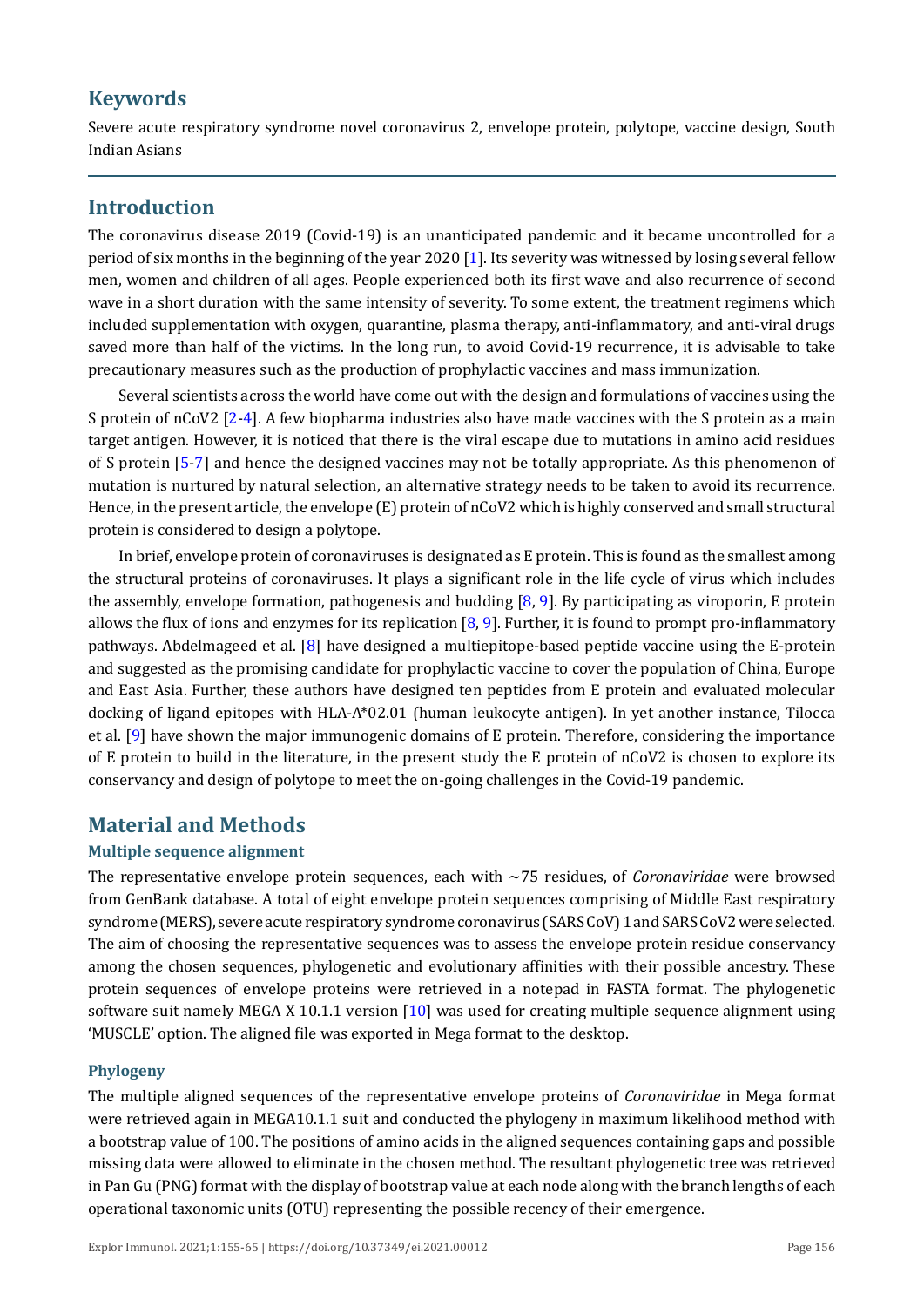## Keywords

Severe acute respiratory syndrome novel coronavirus 2, envelope protein, polytope, vaccine design, South Indian Asians

## Introduction

The coronavirus disease 2019 (Covid-19) is an unanticipated pandemic and it became uncontrolled for a period of six months in the beginning of the year 2020 [1]. Its severity was witnessed by losing several fellow men, women and children of all ages. People experienced both its first wave and also recurrence of second wave in a short duration with the same intensity of severity. To some extent, the treatment regimens which included supplementation with oxygen, quarantine, plasma therapy, anti-inflammatory, and anti-viral drugs saved more than half of the victims. In the long run, to avoid Covid-19 recurrence, it is advisable to take precautionary measures such as the production of prophylactic vaccines and mass immunization.

Several scientists across the world have come out with the design and formulations of vaccines using the S protein of nCoV2 [2-4]. A few biopharma industries also have made vaccines with the S protein as a main target antigen. However, it is noticed that there is the viral escape due to mutations in amino acid residues of S protein [5-7] and hence the designed vaccines may not be totally appropriate. As this phenomenon of mutation is nurtured by natural selection, an alternative strategy needs to be taken to avoid its recurrence. Hence, in the present article, the envelope (E) protein of nCoV2 which is highly conserved and small structural protein is considered to design a polytope.

In brief, envelope protein of coronaviruses is designated as E protein. This is found as the smallest among the structural proteins of coronaviruses. It plays a significant role in the life cycle of virus which includes the assembly, envelope formation, pathogenesis and budding [8, 9]. By participating as viroporin, E protein allows the flux of ions and enzymes for its replication [8, 9]. Further, it is found to prompt pro-inflammatory pathways. Abdelmageed et al. [8] have designed a multiepitope-based peptide vaccine using the E-protein and suggested as the promising candidate for prophylactic vaccine to cover the population of China, Europe and East Asia. Further, these authors have designed ten peptides from E protein and evaluated molecular docking of ligand epitopes with HLA-A*02.01 (human leukocyte antigen). In yet another instance, Tilocca et al. [9] have shown the major immunogenic domains of E protein. Therefore, considering the importance of E protein to build in the literature, in the present study the E protein of nCoV2 is chosen to explore its conservancy and design of polytope to meet the on-going challenges in the Covid-19 pandemic.

## Material and Methods

### Multiple sequence alignment

The representative envelope protein sequences, each with ~75 residues, of *Coronaviridae* were browsed from GenBank database. A total of eight envelope protein sequences comprising of Middle East respiratory syndrome (MERS), severe acute respiratory syndrome coronavirus (SARS CoV) 1 and SARS CoV2 were selected. The aim of choosing the representative sequences was to assess the envelope protein residue conservancy among the chosen sequences, phylogenetic and evolutionary affinities with their possible ancestry. These protein sequences of envelope proteins were retrieved in a notepad in FASTA format. The phylogenetic software suit namely MEGA X 10.1.1 version [10] was used for creating multiple sequence alignment using 'MUSCLE' option. The aligned file was exported in Mega format to the desktop.

### Phylogeny

The multiple aligned sequences of the representative envelope proteins of *Coronaviridae* in Mega format were retrieved again in MEGA10.1.1 suit and conducted the phylogeny in maximum likelihood method with a bootstrap value of 100. The positions of amino acids in the aligned sequences containing gaps and possible missing data were allowed to eliminate in the chosen method. The resultant phylogenetic tree was retrieved in Pan Gu (PNG) format with the display of bootstrap value at each node along with the branch lengths of each operational taxonomic units (OTU) representing the possible recency of their emergence.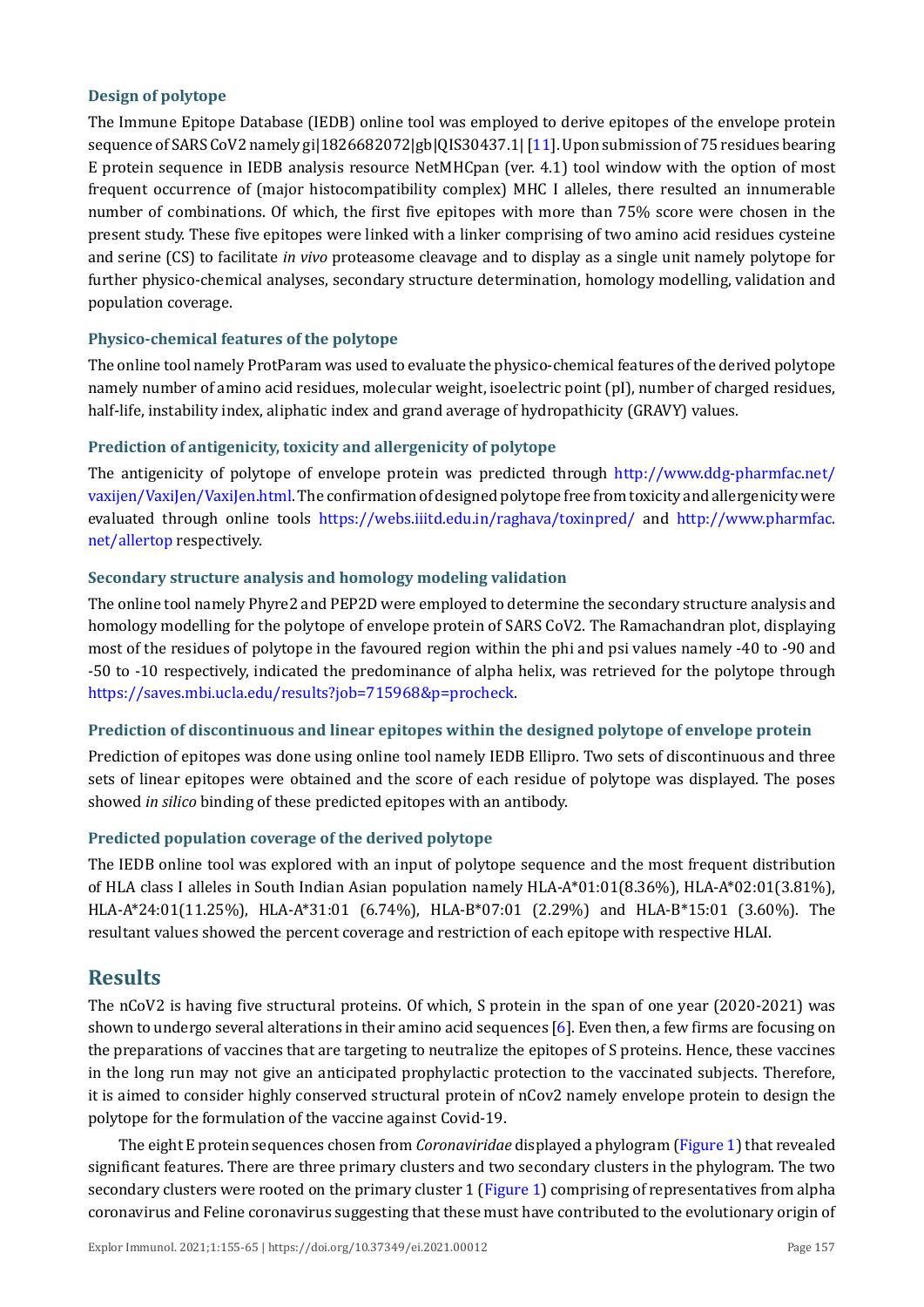### Design of polytope

The Immune Epitope Database (IEDB) online tool was employed to derive epitopes of the envelope protein sequence of SARS CoV2 namely gi|1826682072|gb|QIS30437.1| [11]. Upon submission of 75 residues bearing E protein sequence in IEDB analysis resource NetMHCpan (ver. 4.1) tool window with the option of most frequent occurrence of (major histocompatibility complex) MHC I alleles, there resulted an innumerable number of combinations. Of which, the first five epitopes with more than 75% score were chosen in the present study. These five epitopes were linked with a linker comprising of two amino acid residues cysteine and serine (CS) to facilitate *in vivo* proteasome cleavage and to display as a single unit namely polytope for further physico-chemical analyses, secondary structure determination, homology modelling, validation and population coverage.

### Physico-chemical features of the polytope

The online tool namely ProtParam was used to evaluate the physico-chemical features of the derived polytope namely number of amino acid residues, molecular weight, isoelectric point (pI), number of charged residues, half-life, instability index, aliphatic index and grand average of hydropathicity (GRAVY) values.

### Prediction of antigenicity, toxicity and allergenicity of polytope

The antigenicity of polytope of envelope protein was predicted through http://www.ddg-pharmfac.net/vaxijen/VaxiJen/VaxiJen.html. The confirmation of designed polytope free from toxicity and allergenicity were evaluated through online tools https://webs.iiitd.edu.in/raghava/toxinpred/ and http://www.pharmfac.net/allertop respectively.

### Secondary structure analysis and homology modeling validation

The online tool namely Phyre2 and PEP2D were employed to determine the secondary structure analysis and homology modelling for the polytope of envelope protein of SARS CoV2. The Ramachandran plot, displaying most of the residues of polytope in the favoured region within the phi and psi values namely -40 to -90 and -50 to -10 respectively, indicated the predominance of alpha helix, was retrieved for the polytope through https://saves.mbi.ucla.edu/results?job=715968&p=procheck.

### Prediction of discontinuous and linear epitopes within the designed polytope of envelope protein

Prediction of epitopes was done using online tool namely IEDB Ellipro. Two sets of discontinuous and three sets of linear epitopes were obtained and the score of each residue of polytope was displayed. The poses showed *in silico* binding of these predicted epitopes with an antibody.

### Predicted population coverage of the derived polytope

The IEDB online tool was explored with an input of polytope sequence and the most frequent distribution of HLA class I alleles in South Indian Asian population namely HLA-A*01:01(8.36%), HLA-A*02:01(3.81%), HLA-A*24:01(11.25%), HLA-A*31:01 (6.74%), HLA-B*07:01 (2.29%) and HLA-B*15:01 (3.60%). The resultant values showed the percent coverage and restriction of each epitope with respective HLAI.

## Results

The nCoV2 is having five structural proteins. Of which, S protein in the span of one year (2020-2021) was shown to undergo several alterations in their amino acid sequences [6]. Even then, a few firms are focusing on the preparations of vaccines that are targeting to neutralize the epitopes of S proteins. Hence, these vaccines in the long run may not give an anticipated prophylactic protection to the vaccinated subjects. Therefore, it is aimed to consider highly conserved structural protein of nCov2 namely envelope protein to design the polytope for the formulation of the vaccine against Covid-19.

The eight E protein sequences chosen from *Coronaviridae* displayed a phylogram (Figure 1) that revealed significant features. There are three primary clusters and two secondary clusters in the phylogram. The two secondary clusters were rooted on the primary cluster 1 (Figure 1) comprising of representatives from alpha coronavirus and Feline coronavirus suggesting that these must have contributed to the evolutionary origin of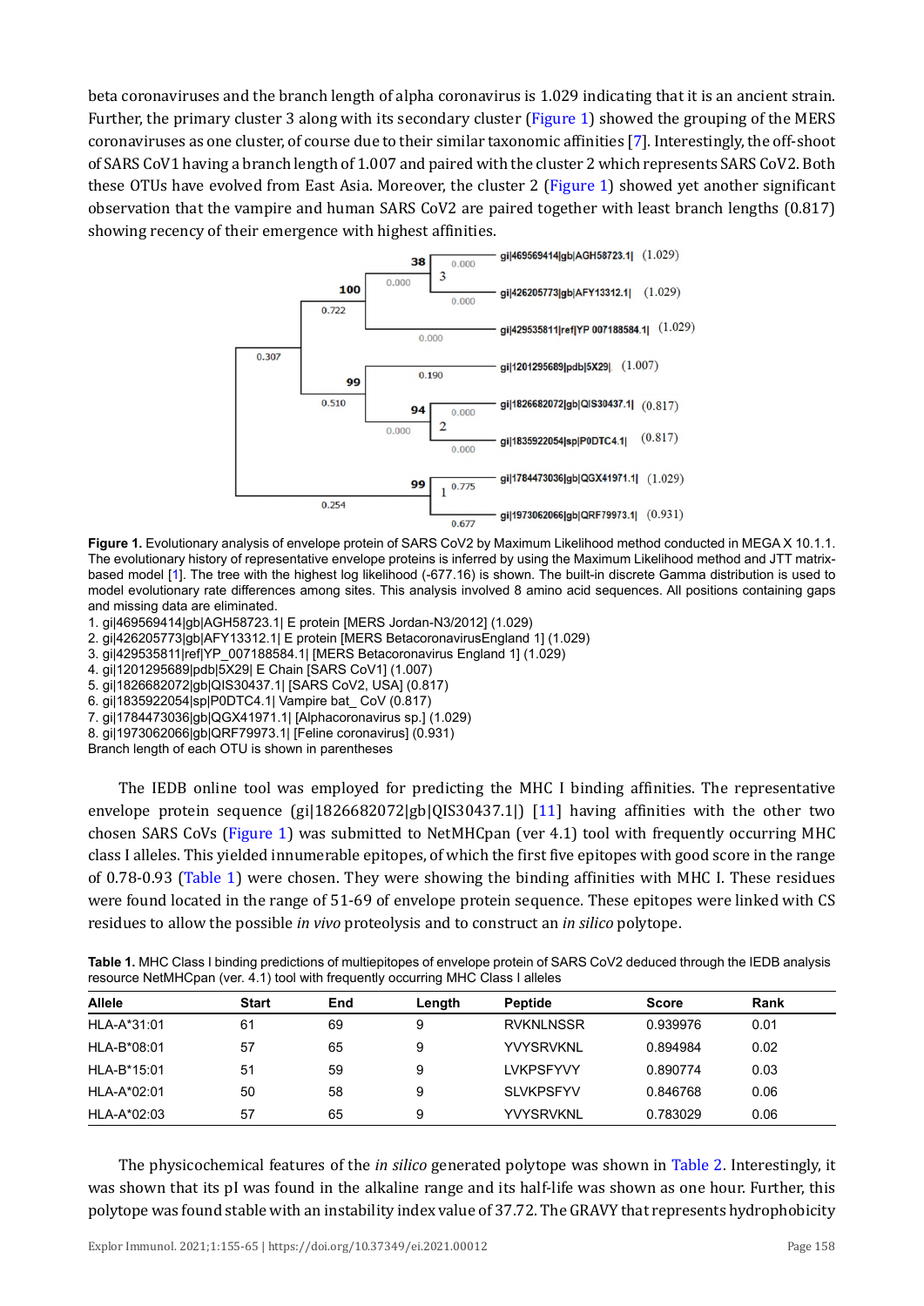beta coronaviruses and the branch length of alpha coronavirus is 1.029 indicating that it is an ancient strain. Further, the primary cluster 3 along with its secondary cluster (Figure 1) showed the grouping of the MERS coronaviruses as one cluster, of course due to their similar taxonomic affinities [7]. Interestingly, the off-shoot of SARS CoV1 having a branch length of 1.007 and paired with the cluster 2 which represents SARS CoV2. Both these OTUs have evolved from East Asia. Moreover, the cluster 2 (Figure 1) showed yet another significant observation that the vampire and human SARS CoV2 are paired together with least branch lengths (0.817) showing recency of their emergence with highest affinities.

**Figure 1.** Evolutionary analysis of envelope protein of SARS CoV2 by Maximum Likelihood method conducted in MEGA X 10.1.1. The evolutionary history of representative envelope proteins is inferred by using the Maximum Likelihood method and JTT matrix-based model [1]. The tree with the highest log likelihood (-677.16) is shown. The built-in discrete Gamma distribution is used to model evolutionary rate differences among sites. This analysis involved 8 amino acid sequences. All positions containing gaps and missing data are eliminated.

1. gi|469569414|gb|AGH58723.1| E protein [MERS Jordan-N3/2012] (1.029)
2. gi|426205773|gb|AFY13312.1| E protein [MERS BetacoronavirusEngland 1] (1.029)
3. gi|429535811|ref|YP_007188584.1| [MERS Betacoronavirus England 1] (1.029)
4. gi|1201295689|pdb|5X29| E Chain [SARS CoV1] (1.007)
5. gi|1826682072|gb|QIS30437.1| [SARS CoV2, USA] (0.817)
6. gi|1835922054|sp|P0DTC4.1| Vampire bat_ CoV (0.817)
7. gi|1784473036|gb|QGX41971.1| [Alphacoronavirus sp.] (1.029)
8. gi|1973062066|gb|QRF79973.1| [Feline coronavirus] (0.931)

Branch length of each OTU is shown in parentheses

The IEDB online tool was employed for predicting the MHC I binding affinities. The representative envelope protein sequence (gi|1826682072|gb|QIS30437.1|) [11] having affinities with the other two chosen SARS CoVs (Figure 1) was submitted to NetMHCpan (ver 4.1) tool with frequently occurring MHC class I alleles. This yielded innumerable epitopes, of which the first five epitopes with good score in the range of 0.78-0.93 (Table 1) were chosen. They were showing the binding affinities with MHC I. These residues were found located in the range of 51-69 of envelope protein sequence. These epitopes were linked with CS residues to allow the possible *in vivo* proteolysis and to construct an *in silico* polytope.

**Table 1.** MHC Class I binding predictions of multiepitopes of envelope protein of SARS CoV2 deduced through the IEDB analysis resource NetMHCpan (ver. 4.1) tool with frequently occurring MHC Class I alleles

| Allele | Start | End | Length | Peptide | Score | Rank |
|---|---|---|---|---|---|---|
| HLA-A*31:01 | 61 | 69 | 9 | RVKNLNSSR | 0.939976 | 0.01 |
| HLA-B*08:01 | 57 | 65 | 9 | YVYSRVKNL | 0.894984 | 0.02 |
| HLA-B*15:01 | 51 | 59 | 9 | LVKPSFYVY | 0.890774 | 0.03 |
| HLA-A*02:01 | 50 | 58 | 9 | SLVKPSFYV | 0.846768 | 0.06 |
| HLA-A*02:03 | 57 | 65 | 9 | YVYSRVKNL | 0.783029 | 0.06 |

The physicochemical features of the *in silico* generated polytope was shown in Table 2. Interestingly, it was shown that its pI was found in the alkaline range and its half-life was shown as one hour. Further, this polytope was found stable with an instability index value of 37.72. The GRAVY that represents hydrophobicity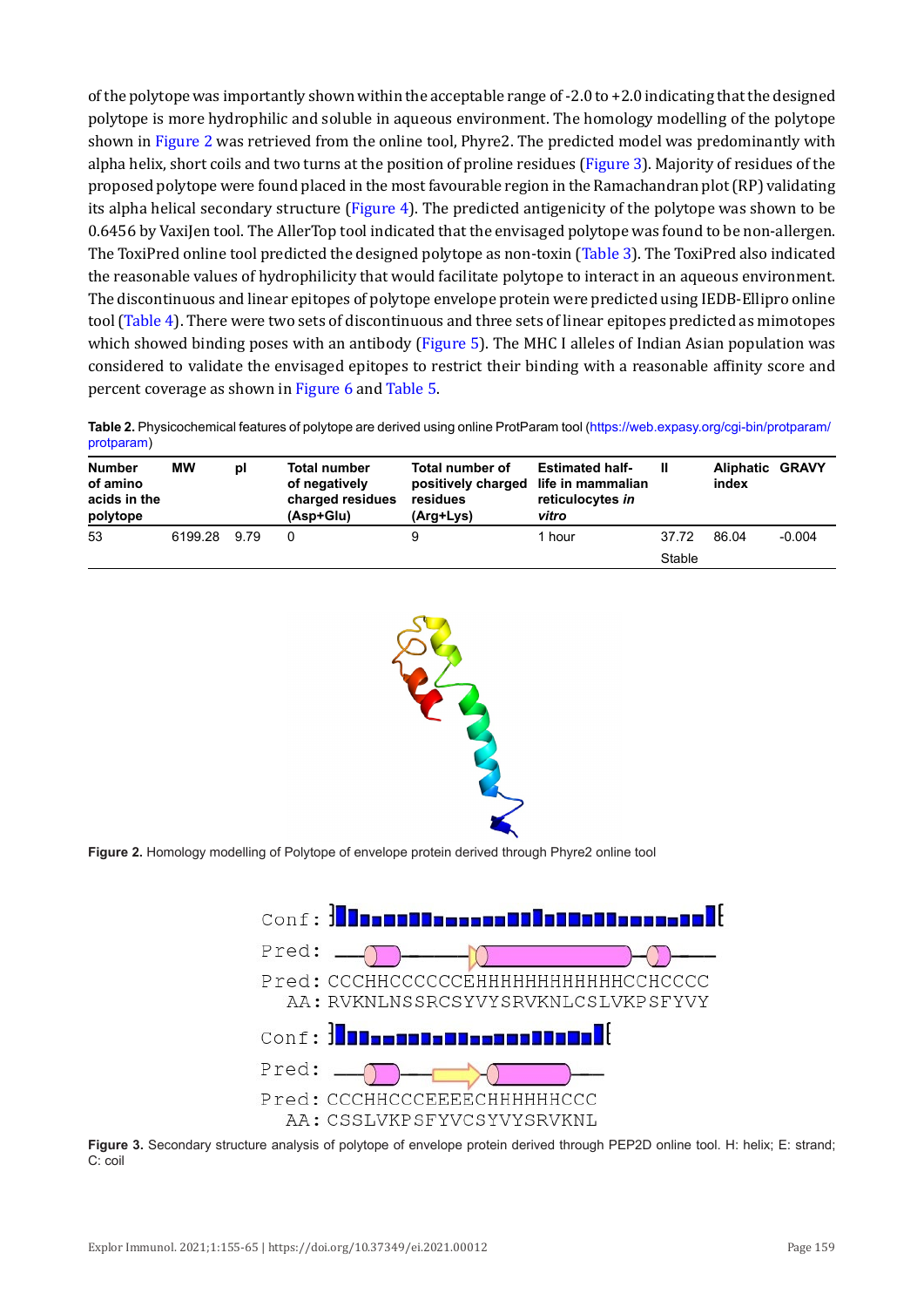of the polytope was importantly shown within the acceptable range of -2.0 to +2.0 indicating that the designed polytope is more hydrophilic and soluble in aqueous environment. The homology modelling of the polytope shown in Figure 2 was retrieved from the online tool, Phyre2. The predicted model was predominantly with alpha helix, short coils and two turns at the position of proline residues (Figure 3). Majority of residues of the proposed polytope were found placed in the most favourable region in the Ramachandran plot (RP) validating its alpha helical secondary structure (Figure 4). The predicted antigenicity of the polytope was shown to be 0.6456 by VaxiJen tool. The AllerTop tool indicated that the envisaged polytope was found to be non-allergen. The ToxiPred online tool predicted the designed polytope as non-toxin (Table 3). The ToxiPred also indicated the reasonable values of hydrophilicity that would facilitate polytope to interact in an aqueous environment. The discontinuous and linear epitopes of polytope envelope protein were predicted using IEDB-Ellipro online tool (Table 4). There were two sets of discontinuous and three sets of linear epitopes predicted as mimotopes which showed binding poses with an antibody (Figure 5). The MHC I alleles of Indian Asian population was considered to validate the envisaged epitopes to restrict their binding with a reasonable affinity score and percent coverage as shown in Figure 6 and Table 5.

**Table 2.** Physicochemical features of polytope are derived using online ProtParam tool (https://web.expasy.org/cgi-bin/protparam/protparam)

| Number of amino acids in the polytope | MW | pI | Total number of negatively charged residues (Asp+Glu) | Total number of positively charged residues (Arg+Lys) | Estimated half-life in mammalian reticulocytes *in vitro* | II | Aliphatic index | GRAVY |
|---|---|---|---|---|---|---|---|---|
| 53 | 6199.28 | 9.79 | 0 | 9 | 1 hour | 37.72 Stable | 86.04 | -0.004 |

**Figure 2.** Homology modelling of Polytope of envelope protein derived through Phyre2 online tool

```
Conf:
Pred:
Pred: CCCHHCCCCCCCEHHHHHHHHHHHHHCCHCCCC
  AA: RVKNLNSSRCSYVYSRVKNLCSLVKPSFYVY

Conf:
Pred:
Pred: CCCHHCCCEEEECHHHHHHCCC
  AA: CSSLVKPSFYVCSYVYSRVKNL
```

**Figure 3.** Secondary structure analysis of polytope of envelope protein derived through PEP2D online tool. H: helix; E: strand; C: coil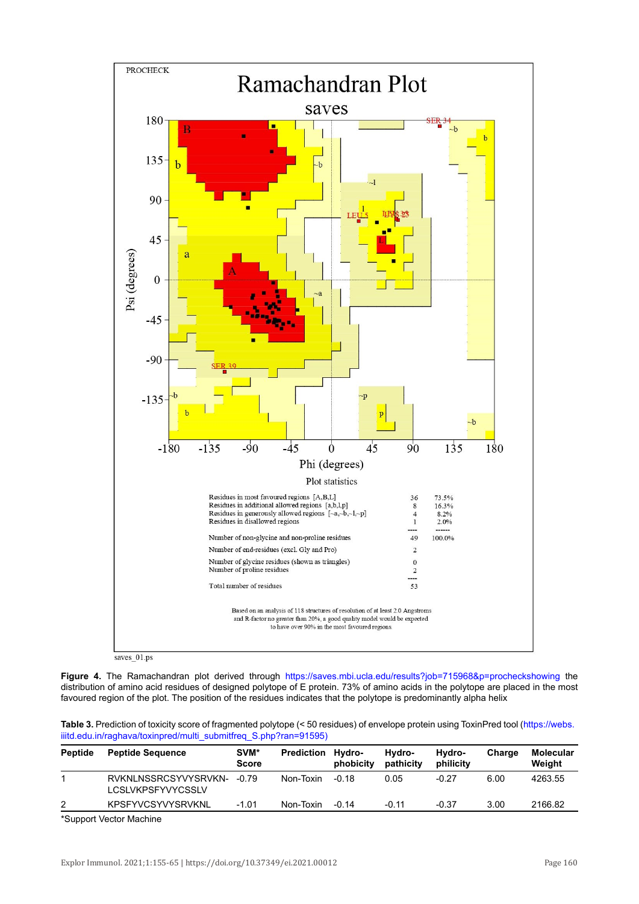PROCHECK

# Ramachandran Plot

saves

Plot statistics

| | | |
|---|---|---|
| Residues in most favoured regions [A,B,L] | 36 | 73.5% |
| Residues in additional allowed regions [a,b,l,p] | 8 | 16.3% |
| Residues in generously allowed regions [~a,~b,~l,~p] | 4 | 8.2% |
| Residues in disallowed regions | 1 | 2.0% |
| | ---- | ------ |
| Number of non-glycine and non-proline residues | 49 | 100.0% |
| Number of end-residues (excl. Gly and Pro) | 2 | |
| Number of glycine residues (shown as triangles) | 0 | |
| Number of proline residues | 2 | |
| | ---- | |
| Total number of residues | 53 | |

Based on an analysis of 118 structures of resolution of at least 2.0 Angstroms and R-factor no greater than 20%, a good quality model would be expected to have over 90% in the most favoured regions.

saves_01.ps

**Figure 4.** The Ramachandran plot derived through https://saves.mbi.ucla.edu/results?job=715968&p=prochecksshowing the distribution of amino acid residues of designed polytope of E protein. 73% of amino acids in the polytope are placed in the most favoured region of the plot. The position of the residues indicates that the polytope is predominantly alpha helix

**Table 3.** Prediction of toxicity score of fragmented polytope (< 50 residues) of envelope protein using ToxinPred tool (https://webs.iiitd.edu.in/raghava/toxinpred/multi_submitfreq_S.php?ran=91595)

| Peptide | Peptide Sequence | SVM* Score | Prediction | Hydro-phobicity | Hydro-pathicity | Hydro-philicity | Charge | Molecular Weight |
|---|---|---|---|---|---|---|---|---|
| 1 | RVKNLNSSRCSYVYSRVKN-LCSLVKPSFYVYCSSLV | -0.79 | Non-Toxin | -0.18 | 0.05 | -0.27 | 6.00 | 4263.55 |
| 2 | KPSFYVCSYVYSRVKNL | -1.01 | Non-Toxin | -0.14 | -0.11 | -0.37 | 3.00 | 2166.82 |

*Support Vector Machine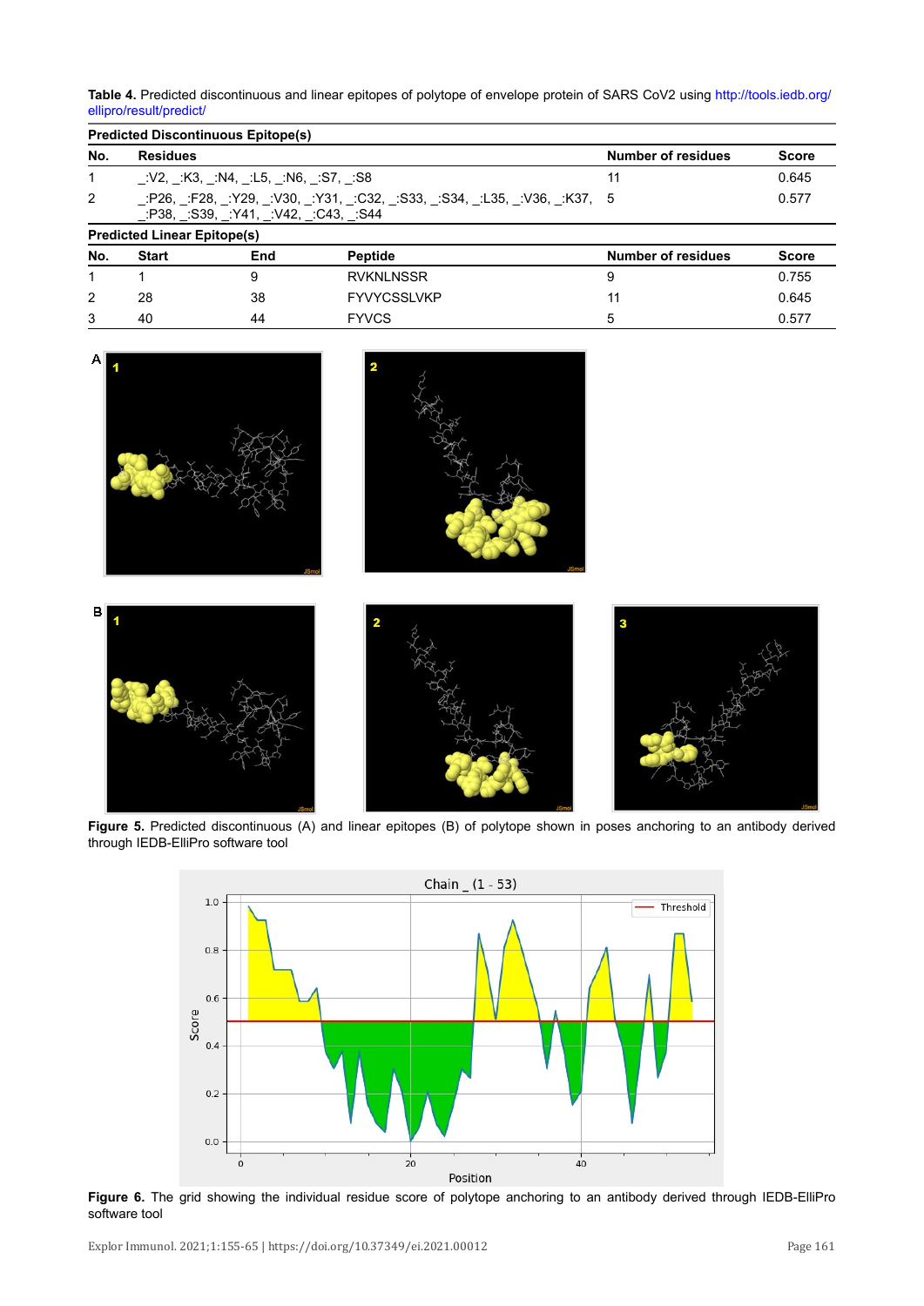**Table 4.** Predicted discontinuous and linear epitopes of polytope of envelope protein of SARS CoV2 using http://tools.iedb.org/ellipro/result/predict/

**Predicted Discontinuous Epitope(s)**

| No. | Residues | Number of residues | Score |
|---|---|---|---|
| 1 | _:V2, _:K3, _:N4, _:L5, _:N6, _:S7, _:S8 | 11 | 0.645 |
| 2 | _:P26, _:F28, _:Y29, _:V30, _:Y31, _:C32, _:S33, _:S34, _:L35, _:V36, _:K37, _:P38, _:S39, _:Y41, _:V42, _:C43, _:S44 | 5 | 0.577 |

**Predicted Linear Epitope(s)**

| No. | Start | End | Peptide | Number of residues | Score |
|---|---|---|---|---|---|
| 1 | 1 | 9 | RVKNLNSSR | 9 | 0.755 |
| 2 | 28 | 38 | FYVYCSSLVKP | 11 | 0.645 |
| 3 | 40 | 44 | FYVCS | 5 | 0.577 |

**Figure 5.** Predicted discontinuous (A) and linear epitopes (B) of polytope shown in poses anchoring to an antibody derived through IEDB-ElliPro software tool

**Figure 6.** The grid showing the individual residue score of polytope anchoring to an antibody derived through IEDB-ElliPro software tool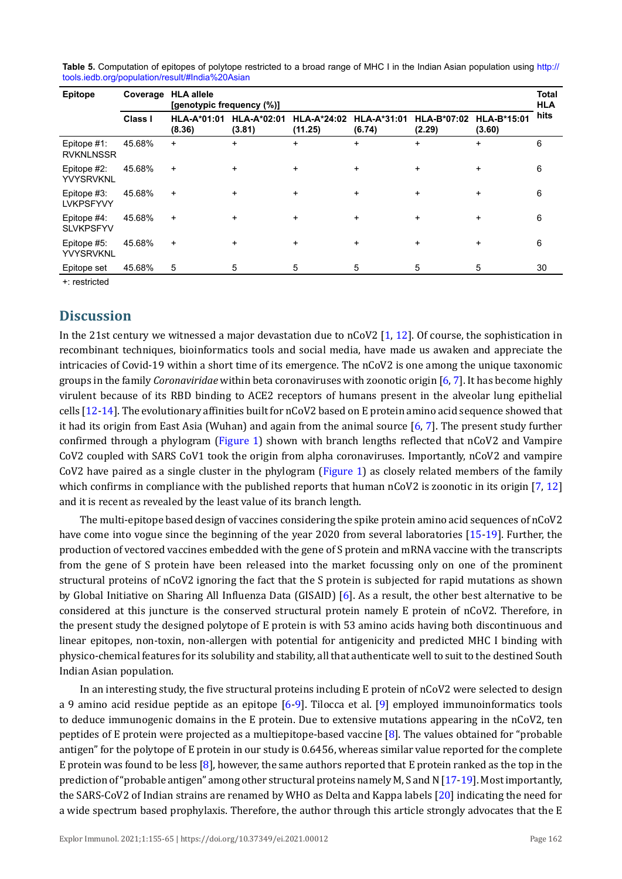**Table 5.** Computation of epitopes of polytope restricted to a broad range of MHC I in the Indian Asian population using http://tools.iedb.org/population/result/#India%20Asian

| Epitope | Coverage | HLA allele [genotypic frequency (%)] | | | | | | Total HLA hits |
|---|---|---|---|---|---|---|---|---|
| | Class I | HLA-A*01:01 (8.36) | HLA-A*02:01 (3.81) | HLA-A*24:02 (11.25) | HLA-A*31:01 (6.74) | HLA-B*07:02 (2.29) | HLA-B*15:01 (3.60) | |
| Epitope #1: RVKNLNSSR | 45.68% | + | + | + | + | + | + | 6 |
| Epitope #2: YVYSRVKNL | 45.68% | + | + | + | + | + | + | 6 |
| Epitope #3: LVKPSFYVY | 45.68% | + | + | + | + | + | + | 6 |
| Epitope #4: SLVKPSFYV | 45.68% | + | + | + | + | + | + | 6 |
| Epitope #5: YVYSRVKNL | 45.68% | + | + | + | + | + | + | 6 |
| Epitope set | 45.68% | 5 | 5 | 5 | 5 | 5 | 5 | 30 |

+: restricted

## Discussion

In the 21st century we witnessed a major devastation due to nCoV2 [1, 12]. Of course, the sophistication in recombinant techniques, bioinformatics tools and social media, have made us awaken and appreciate the intricacies of Covid-19 within a short time of its emergence. The nCoV2 is one among the unique taxonomic groups in the family *Coronaviridae* within beta coronaviruses with zoonotic origin [6, 7]. It has become highly virulent because of its RBD binding to ACE2 receptors of humans present in the alveolar lung epithelial cells [12-14]. The evolutionary affinities built for nCoV2 based on E protein amino acid sequence showed that it had its origin from East Asia (Wuhan) and again from the animal source [6, 7]. The present study further confirmed through a phylogram (Figure 1) shown with branch lengths reflected that nCoV2 and Vampire CoV2 coupled with SARS CoV1 took the origin from alpha coronaviruses. Importantly, nCoV2 and vampire CoV2 have paired as a single cluster in the phylogram (Figure 1) as closely related members of the family which confirms in compliance with the published reports that human nCoV2 is zoonotic in its origin [7, 12] and it is recent as revealed by the least value of its branch length.

The multi-epitope based design of vaccines considering the spike protein amino acid sequences of nCoV2 have come into vogue since the beginning of the year 2020 from several laboratories [15-19]. Further, the production of vectored vaccines embedded with the gene of S protein and mRNA vaccine with the transcripts from the gene of S protein have been released into the market focussing only on one of the prominent structural proteins of nCoV2 ignoring the fact that the S protein is subjected for rapid mutations as shown by Global Initiative on Sharing All Influenza Data (GISAID) [6]. As a result, the other best alternative to be considered at this juncture is the conserved structural protein namely E protein of nCoV2. Therefore, in the present study the designed polytope of E protein is with 53 amino acids having both discontinuous and linear epitopes, non-toxin, non-allergen with potential for antigenicity and predicted MHC I binding with physico-chemical features for its solubility and stability, all that authenticate well to suit to the destined South Indian Asian population.

In an interesting study, the five structural proteins including E protein of nCoV2 were selected to design a 9 amino acid residue peptide as an epitope [6-9]. Tilocca et al. [9] employed immunoinformatics tools to deduce immunogenic domains in the E protein. Due to extensive mutations appearing in the nCoV2, ten peptides of E protein were projected as a multiepitope-based vaccine [8]. The values obtained for "probable antigen" for the polytope of E protein in our study is 0.6456, whereas similar value reported for the complete E protein was found to be less [8], however, the same authors reported that E protein ranked as the top in the prediction of "probable antigen" among other structural proteins namely M, S and N [17-19]. Most importantly, the SARS-CoV2 of Indian strains are renamed by WHO as Delta and Kappa labels [20] indicating the need for a wide spectrum based prophylaxis. Therefore, the author through this article strongly advocates that the E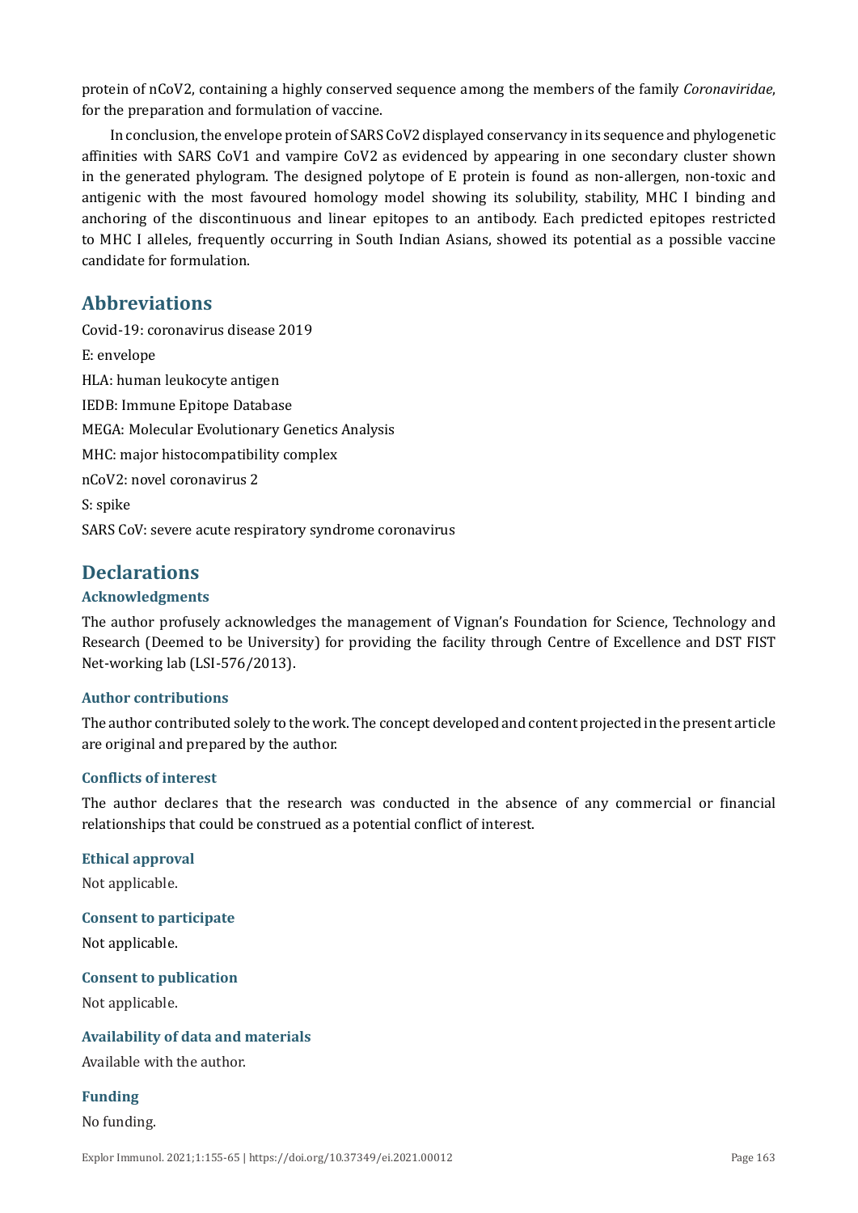protein of nCoV2, containing a highly conserved sequence among the members of the family *Coronaviridae*, for the preparation and formulation of vaccine.

In conclusion, the envelope protein of SARS CoV2 displayed conservancy in its sequence and phylogenetic affinities with SARS CoV1 and vampire CoV2 as evidenced by appearing in one secondary cluster shown in the generated phylogram. The designed polytope of E protein is found as non-allergen, non-toxic and antigenic with the most favoured homology model showing its solubility, stability, MHC I binding and anchoring of the discontinuous and linear epitopes to an antibody. Each predicted epitopes restricted to MHC I alleles, frequently occurring in South Indian Asians, showed its potential as a possible vaccine candidate for formulation.

## Abbreviations

Covid-19: coronavirus disease 2019

E: envelope

HLA: human leukocyte antigen

IEDB: Immune Epitope Database

MEGA: Molecular Evolutionary Genetics Analysis

MHC: major histocompatibility complex

nCoV2: novel coronavirus 2

S: spike

SARS CoV: severe acute respiratory syndrome coronavirus

## Declarations

### Acknowledgments

The author profusely acknowledges the management of Vignan's Foundation for Science, Technology and Research (Deemed to be University) for providing the facility through Centre of Excellence and DST FIST Net-working lab (LSI-576/2013).

### Author contributions

The author contributed solely to the work. The concept developed and content projected in the present article are original and prepared by the author.

### Conflicts of interest

The author declares that the research was conducted in the absence of any commercial or financial relationships that could be construed as a potential conflict of interest.

### Ethical approval

Not applicable.

### Consent to participate

Not applicable.

### Consent to publication

Not applicable.

### Availability of data and materials

Available with the author.

### Funding

No funding.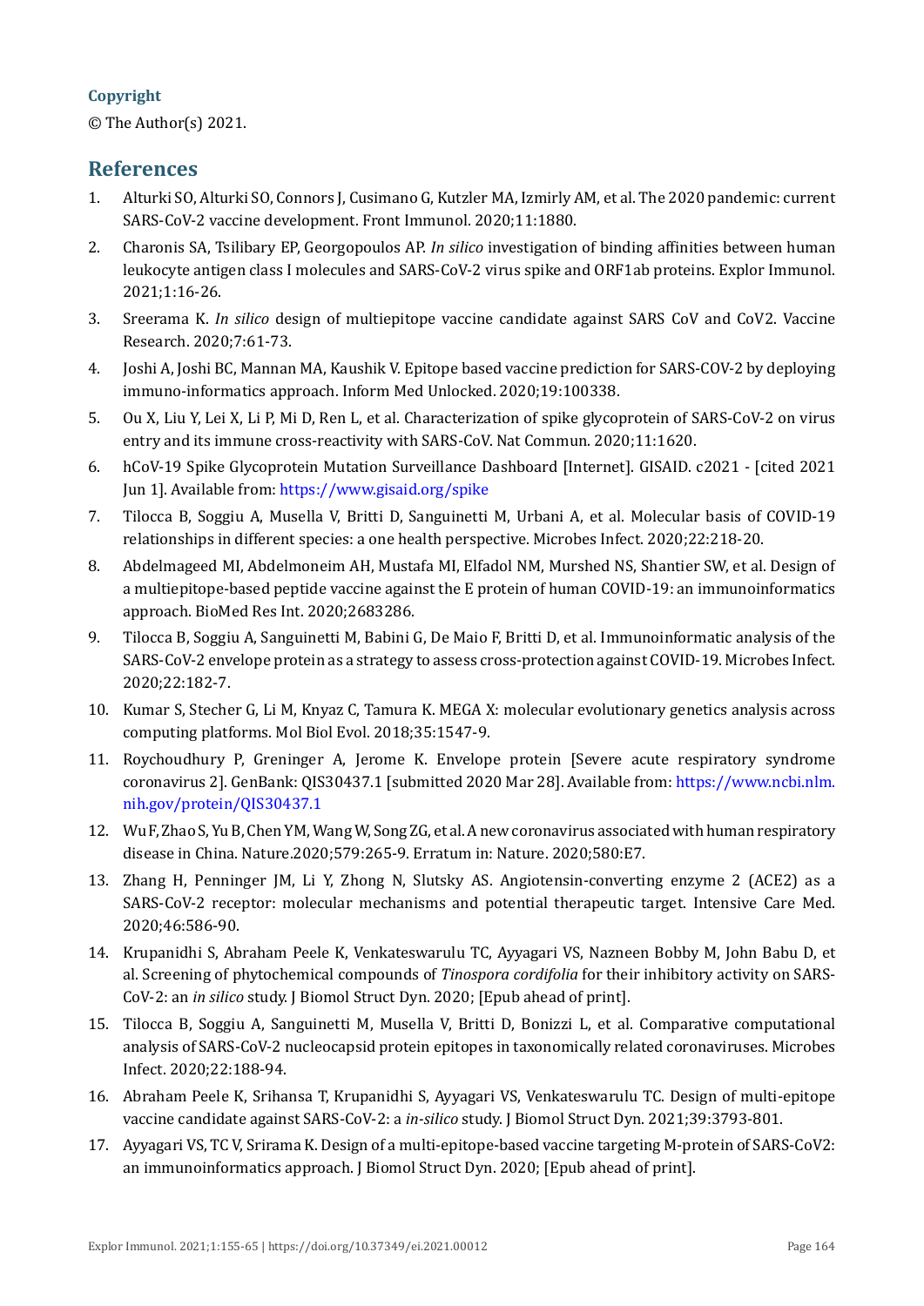### Copyright

© The Author(s) 2021.

## References

1. Alturki SO, Alturki SO, Connors J, Cusimano G, Kutzler MA, Izmirly AM, et al. The 2020 pandemic: current SARS-CoV-2 vaccine development. Front Immunol. 2020;11:1880.
2. Charonis SA, Tsilibary EP, Georgopoulos AP. *In silico* investigation of binding affinities between human leukocyte antigen class I molecules and SARS-CoV-2 virus spike and ORF1ab proteins. Explor Immunol. 2021;1:16-26.
3. Sreerama K. *In silico* design of multiepitope vaccine candidate against SARS CoV and CoV2. Vaccine Research. 2020;7:61-73.
4. Joshi A, Joshi BC, Mannan MA, Kaushik V. Epitope based vaccine prediction for SARS-COV-2 by deploying immuno-informatics approach. Inform Med Unlocked. 2020;19:100338.
5. Ou X, Liu Y, Lei X, Li P, Mi D, Ren L, et al. Characterization of spike glycoprotein of SARS-CoV-2 on virus entry and its immune cross-reactivity with SARS-CoV. Nat Commun. 2020;11:1620.
6. hCoV-19 Spike Glycoprotein Mutation Surveillance Dashboard [Internet]. GISAID. c2021 - [cited 2021 Jun 1]. Available from: https://www.gisaid.org/spike
7. Tilocca B, Soggiu A, Musella V, Britti D, Sanguinetti M, Urbani A, et al. Molecular basis of COVID-19 relationships in different species: a one health perspective. Microbes Infect. 2020;22:218-20.
8. Abdelmageed MI, Abdelmoneim AH, Mustafa MI, Elfadol NM, Murshed NS, Shantier SW, et al. Design of a multiepitope-based peptide vaccine against the E protein of human COVID-19: an immunoinformatics approach. BioMed Res Int. 2020;2683286.
9. Tilocca B, Soggiu A, Sanguinetti M, Babini G, De Maio F, Britti D, et al. Immunoinformatic analysis of the SARS-CoV-2 envelope protein as a strategy to assess cross-protection against COVID-19. Microbes Infect. 2020;22:182-7.
10. Kumar S, Stecher G, Li M, Knyaz C, Tamura K. MEGA X: molecular evolutionary genetics analysis across computing platforms. Mol Biol Evol. 2018;35:1547-9.
11. Roychoudhury P, Greninger A, Jerome K. Envelope protein [Severe acute respiratory syndrome coronavirus 2]. GenBank: QIS30437.1 [submitted 2020 Mar 28]. Available from: https://www.ncbi.nlm.nih.gov/protein/QIS30437.1
12. Wu F, Zhao S, Yu B, Chen YM, Wang W, Song ZG, et al. A new coronavirus associated with human respiratory disease in China. Nature.2020;579:265-9. Erratum in: Nature. 2020;580:E7.
13. Zhang H, Penninger JM, Li Y, Zhong N, Slutsky AS. Angiotensin-converting enzyme 2 (ACE2) as a SARS-CoV-2 receptor: molecular mechanisms and potential therapeutic target. Intensive Care Med. 2020;46:586-90.
14. Krupanidhi S, Abraham Peele K, Venkateswarulu TC, Ayyagari VS, Nazneen Bobby M, John Babu D, et al. Screening of phytochemical compounds of *Tinospora cordifolia* for their inhibitory activity on SARS-CoV-2: an *in silico* study. J Biomol Struct Dyn. 2020; [Epub ahead of print].
15. Tilocca B, Soggiu A, Sanguinetti M, Musella V, Britti D, Bonizzi L, et al. Comparative computational analysis of SARS-CoV-2 nucleocapsid protein epitopes in taxonomically related coronaviruses. Microbes Infect. 2020;22:188-94.
16. Abraham Peele K, Srihansa T, Krupanidhi S, Ayyagari VS, Venkateswarulu TC. Design of multi-epitope vaccine candidate against SARS-CoV-2: a *in-silico* study. J Biomol Struct Dyn. 2021;39:3793-801.
17. Ayyagari VS, TC V, Srirama K. Design of a multi-epitope-based vaccine targeting M-protein of SARS-CoV2: an immunoinformatics approach. J Biomol Struct Dyn. 2020; [Epub ahead of print].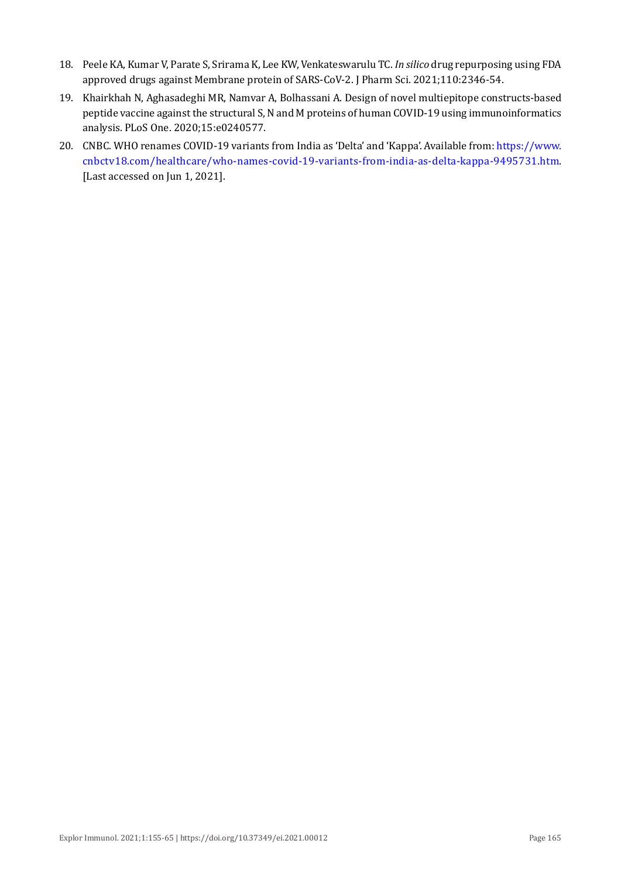18. Peele KA, Kumar V, Parate S, Srirama K, Lee KW, Venkateswarulu TC. *In silico* drug repurposing using FDA approved drugs against Membrane protein of SARS-CoV-2. J Pharm Sci. 2021;110:2346-54.
19. Khairkhah N, Aghasadeghi MR, Namvar A, Bolhassani A. Design of novel multiepitope constructs-based peptide vaccine against the structural S, N and M proteins of human COVID-19 using immunoinformatics analysis. PLoS One. 2020;15:e0240577.
20. CNBC. WHO renames COVID-19 variants from India as 'Delta' and 'Kappa'. Available from: https://www.cnbctv18.com/healthcare/who-names-covid-19-variants-from-india-as-delta-kappa-9495731.htm. [Last accessed on Jun 1, 2021].